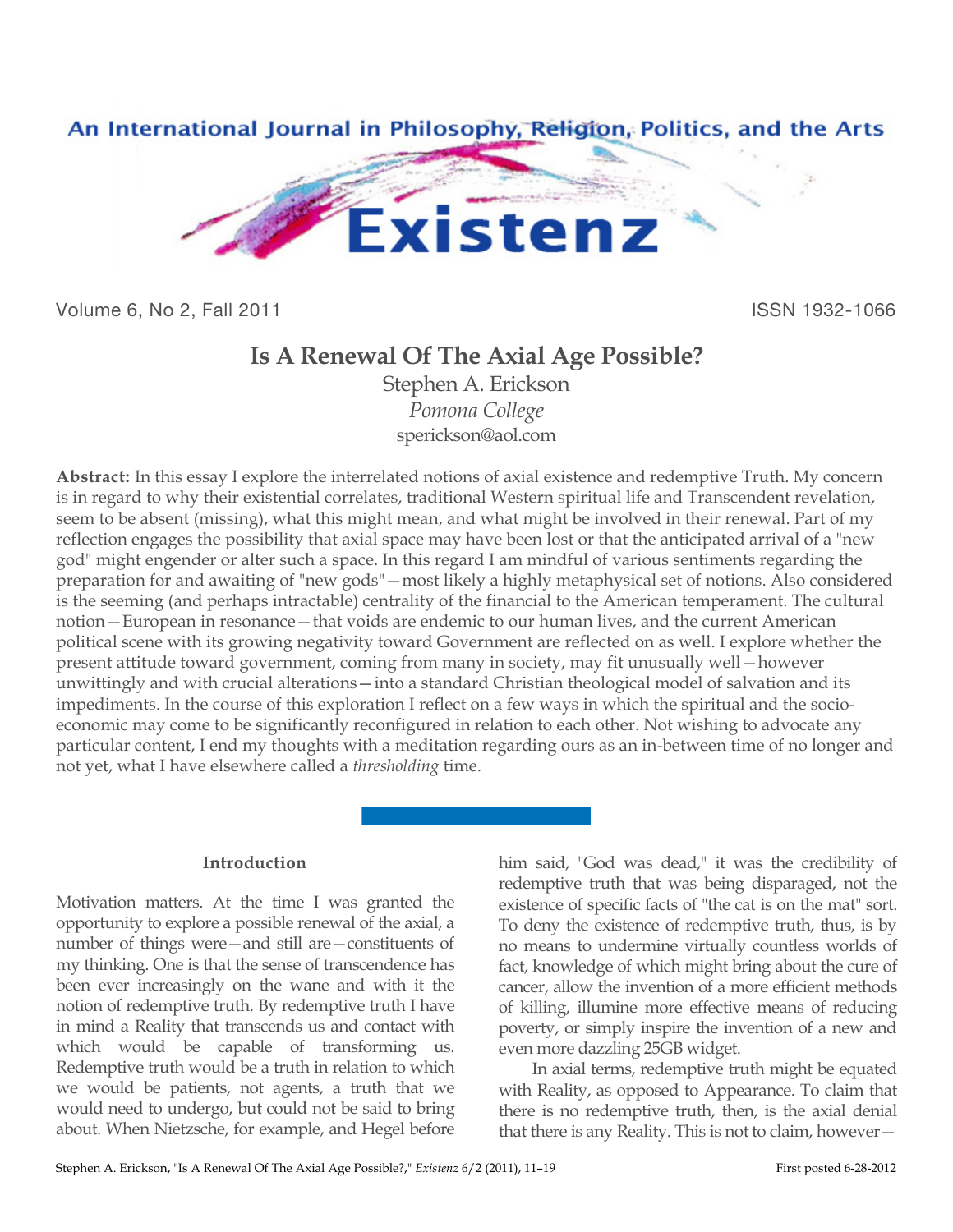# Is A Renewal Of The Axial Age Possible?

Stephen A. Erickson

*Pomona College*

sperickson@aol.com

**Abstract:** In this essay I explore the interrelated notions of axial existence and redemptive Truth. My concern is in regard to why their existential correlates, traditional Western spiritual life and Transcendent revelation, seem to be absent (missing), what this might mean, and what might be involved in their renewal. Part of my reflection engages the possibility that axial space may have been lost or that the anticipated arrival of a "new god" might engender or alter such a space. In this regard I am mindful of various sentiments regarding the preparation for and awaiting of "new gods"—most likely a highly metaphysical set of notions. Also considered is the seeming (and perhaps intractable) centrality of the financial to the American temperament. The cultural notion—European in resonance—that voids are endemic to our human lives, and the current American political scene with its growing negativity toward Government are reflected on as well. I explore whether the present attitude toward government, coming from many in society, may fit unusually well—however unwittingly and with crucial alterations—into a standard Christian theological model of salvation and its impediments. In the course of this exploration I reflect on a few ways in which the spiritual and the socio-economic may come to be significantly reconfigured in relation to each other. Not wishing to advocate any particular content, I end my thoughts with a meditation regarding ours as an in-between time of no longer and not yet, what I have elsewhere called a *thresholding* time.

## Introduction

Motivation matters. At the time I was granted the opportunity to explore a possible renewal of the axial, a number of things were—and still are—constituents of my thinking. One is that the sense of transcendence has been ever increasingly on the wane and with it the notion of redemptive truth. By redemptive truth I have in mind a Reality that transcends us and contact with which would be capable of transforming us. Redemptive truth would be a truth in relation to which we would be patients, not agents, a truth that we would need to undergo, but could not be said to bring about. When Nietzsche, for example, and Hegel before him said, "God was dead," it was the credibility of redemptive truth that was being disparaged, not the existence of specific facts of "the cat is on the mat" sort. To deny the existence of redemptive truth, thus, is by no means to undermine virtually countless worlds of fact, knowledge of which might bring about the cure of cancer, allow the invention of a more efficient methods of killing, illumine more effective means of reducing poverty, or simply inspire the invention of a new and even more dazzling 25GB widget.

In axial terms, redemptive truth might be equated with Reality, as opposed to Appearance. To claim that there is no redemptive truth, then, is the axial denial that there is any Reality. This is not to claim, however—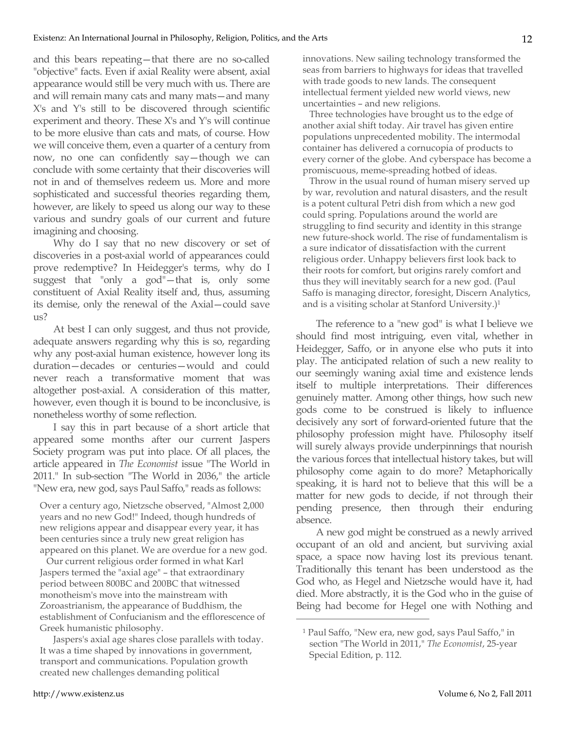and this bears repeating—that there are no so-called "objective" facts. Even if axial Reality were absent, axial appearance would still be very much with us. There are and will remain many cats and many mats—and many X's and Y's still to be discovered through scientific experiment and theory. These X's and Y's will continue to be more elusive than cats and mats, of course. How we will conceive them, even a quarter of a century from now, no one can confidently say—though we can conclude with some certainty that their discoveries will not in and of themselves redeem us. More and more sophisticated and successful theories regarding them, however, are likely to speed us along our way to these various and sundry goals of our current and future imagining and choosing.

Why do I say that no new discovery or set of discoveries in a post-axial world of appearances could prove redemptive? In Heidegger's terms, why do I suggest that "only a god"—that is, only some constituent of Axial Reality itself and, thus, assuming its demise, only the renewal of the Axial—could save us?

At best I can only suggest, and thus not provide, adequate answers regarding why this is so, regarding why any post-axial human existence, however long its duration—decades or centuries—would and could never reach a transformative moment that was altogether post-axial. A consideration of this matter, however, even though it is bound to be inconclusive, is nonetheless worthy of some reflection.

I say this in part because of a short article that appeared some months after our current Jaspers Society program was put into place. Of all places, the article appeared in *The Economist* issue "The World in 2011." In sub-section "The World in 2036," the article "New era, new god, says Paul Saffo," reads as follows:

> Over a century ago, Nietzsche observed, "Almost 2,000 years and no new God!" Indeed, though hundreds of new religions appear and disappear every year, it has been centuries since a truly new great religion has appeared on this planet. We are overdue for a new god.
>
> Our current religious order formed in what Karl Jaspers termed the "axial age" – that extraordinary period between 800BC and 200BC that witnessed monotheism's move into the mainstream with Zoroastrianism, the appearance of Buddhism, the establishment of Confucianism and the efflorescence of Greek humanistic philosophy.
>
> Jaspers's axial age shares close parallels with today. It was a time shaped by innovations in government, transport and communications. Population growth created new challenges demanding political innovations. New sailing technology transformed the seas from barriers to highways for ideas that travelled with trade goods to new lands. The consequent intellectual ferment yielded new world views, new uncertainties – and new religions.
>
> Three technologies have brought us to the edge of another axial shift today. Air travel has given entire populations unprecedented mobility. The intermodal container has delivered a cornucopia of products to every corner of the globe. And cyberspace has become a promiscuous, meme-spreading hotbed of ideas.
>
> Throw in the usual round of human misery served up by war, revolution and natural disasters, and the result is a potent cultural Petri dish from which a new god could spring. Populations around the world are struggling to find security and identity in this strange new future-shock world. The rise of fundamentalism is a sure indicator of dissatisfaction with the current religious order. Unhappy believers first look back to their roots for comfort, but origins rarely comfort and thus they will inevitably search for a new god. (Paul Saffo is managing director, foresight, Discern Analytics, and is a visiting scholar at Stanford University.)[1]

The reference to a "new god" is what I believe we should find most intriguing, even vital, whether in Heidegger, Saffo, or in anyone else who puts it into play. The anticipated relation of such a new reality to our seemingly waning axial time and existence lends itself to multiple interpretations. Their differences genuinely matter. Among other things, how such new gods come to be construed is likely to influence decisively any sort of forward-oriented future that the philosophy profession might have. Philosophy itself will surely always provide underpinnings that nourish the various forces that intellectual history takes, but will philosophy come again to do more? Metaphorically speaking, it is hard not to believe that this will be a matter for new gods to decide, if not through their pending presence, then through their enduring absence.

A new god might be construed as a newly arrived occupant of an old and ancient, but surviving axial space, a space now having lost its previous tenant. Traditionally this tenant has been understood as the God who, as Hegel and Nietzsche would have it, had died. More abstractly, it is the God who in the guise of Being had become for Hegel one with Nothing and

---

[1] Paul Saffo, "New era, new god, says Paul Saffo," in section "The World in 2011," *The Economist*, 25-year Special Edition, p. 112.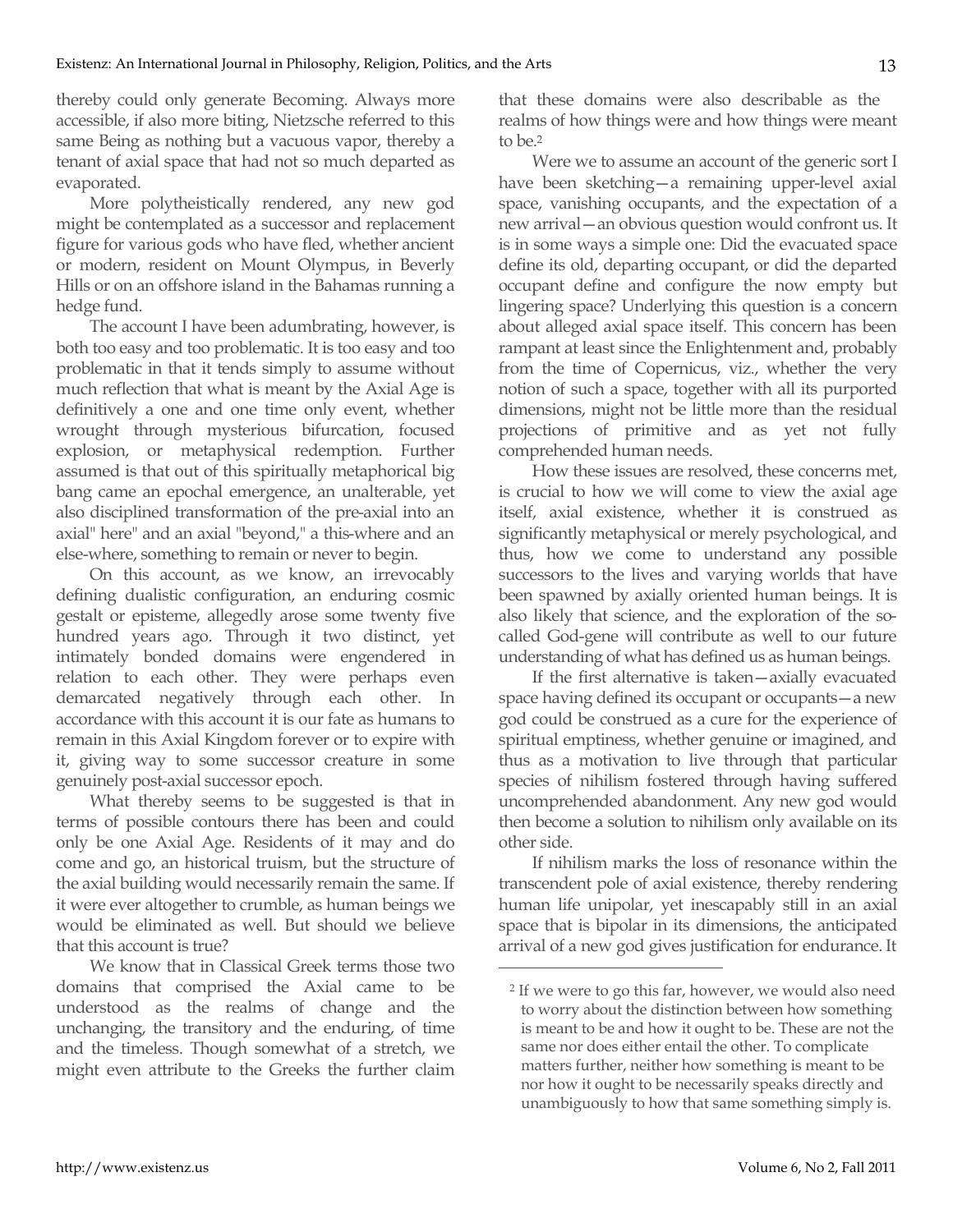thereby could only generate Becoming. Always more accessible, if also more biting, Nietzsche referred to this same Being as nothing but a vacuous vapor, thereby a tenant of axial space that had not so much departed as evaporated.

More polytheistically rendered, any new god might be contemplated as a successor and replacement figure for various gods who have fled, whether ancient or modern, resident on Mount Olympus, in Beverly Hills or on an offshore island in the Bahamas running a hedge fund.

The account I have been adumbrating, however, is both too easy and too problematic. It is too easy and too problematic in that it tends simply to assume without much reflection that what is meant by the Axial Age is definitively a one and one time only event, whether wrought through mysterious bifurcation, focused explosion, or metaphysical redemption. Further assumed is that out of this spiritually metaphorical big bang came an epochal emergence, an unalterable, yet also disciplined transformation of the pre-axial into an axial" here" and an axial "beyond," a this-where and an else-where, something to remain or never to begin.

On this account, as we know, an irrevocably defining dualistic configuration, an enduring cosmic gestalt or episteme, allegedly arose some twenty five hundred years ago. Through it two distinct, yet intimately bonded domains were engendered in relation to each other. They were perhaps even demarcated negatively through each other. In accordance with this account it is our fate as humans to remain in this Axial Kingdom forever or to expire with it, giving way to some successor creature in some genuinely post-axial successor epoch.

What thereby seems to be suggested is that in terms of possible contours there has been and could only be one Axial Age. Residents of it may and do come and go, an historical truism, but the structure of the axial building would necessarily remain the same. If it were ever altogether to crumble, as human beings we would be eliminated as well. But should we believe that this account is true?

We know that in Classical Greek terms those two domains that comprised the Axial came to be understood as the realms of change and the unchanging, the transitory and the enduring, of time and the timeless. Though somewhat of a stretch, we might even attribute to the Greeks the further claim that these domains were also describable as the realms of how things were and how things were meant to be.[2]

Were we to assume an account of the generic sort I have been sketching—a remaining upper-level axial space, vanishing occupants, and the expectation of a new arrival—an obvious question would confront us. It is in some ways a simple one: Did the evacuated space define its old, departing occupant, or did the departed occupant define and configure the now empty but lingering space? Underlying this question is a concern about alleged axial space itself. This concern has been rampant at least since the Enlightenment and, probably from the time of Copernicus, viz., whether the very notion of such a space, together with all its purported dimensions, might not be little more than the residual projections of primitive and as yet not fully comprehended human needs.

How these issues are resolved, these concerns met, is crucial to how we will come to view the axial age itself, axial existence, whether it is construed as significantly metaphysical or merely psychological, and thus, how we come to understand any possible successors to the lives and varying worlds that have been spawned by axially oriented human beings. It is also likely that science, and the exploration of the so-called God-gene will contribute as well to our future understanding of what has defined us as human beings.

If the first alternative is taken—axially evacuated space having defined its occupant or occupants—a new god could be construed as a cure for the experience of spiritual emptiness, whether genuine or imagined, and thus as a motivation to live through that particular species of nihilism fostered through having suffered uncomprehended abandonment. Any new god would then become a solution to nihilism only available on its other side.

If nihilism marks the loss of resonance within the transcendent pole of axial existence, thereby rendering human life unipolar, yet inescapably still in an axial space that is bipolar in its dimensions, the anticipated arrival of a new god gives justification for endurance. It

---

[2] If we were to go this far, however, we would also need to worry about the distinction between how something is meant to be and how it ought to be. These are not the same nor does either entail the other. To complicate matters further, neither how something is meant to be nor how it ought to be necessarily speaks directly and unambiguously to how that same something simply is.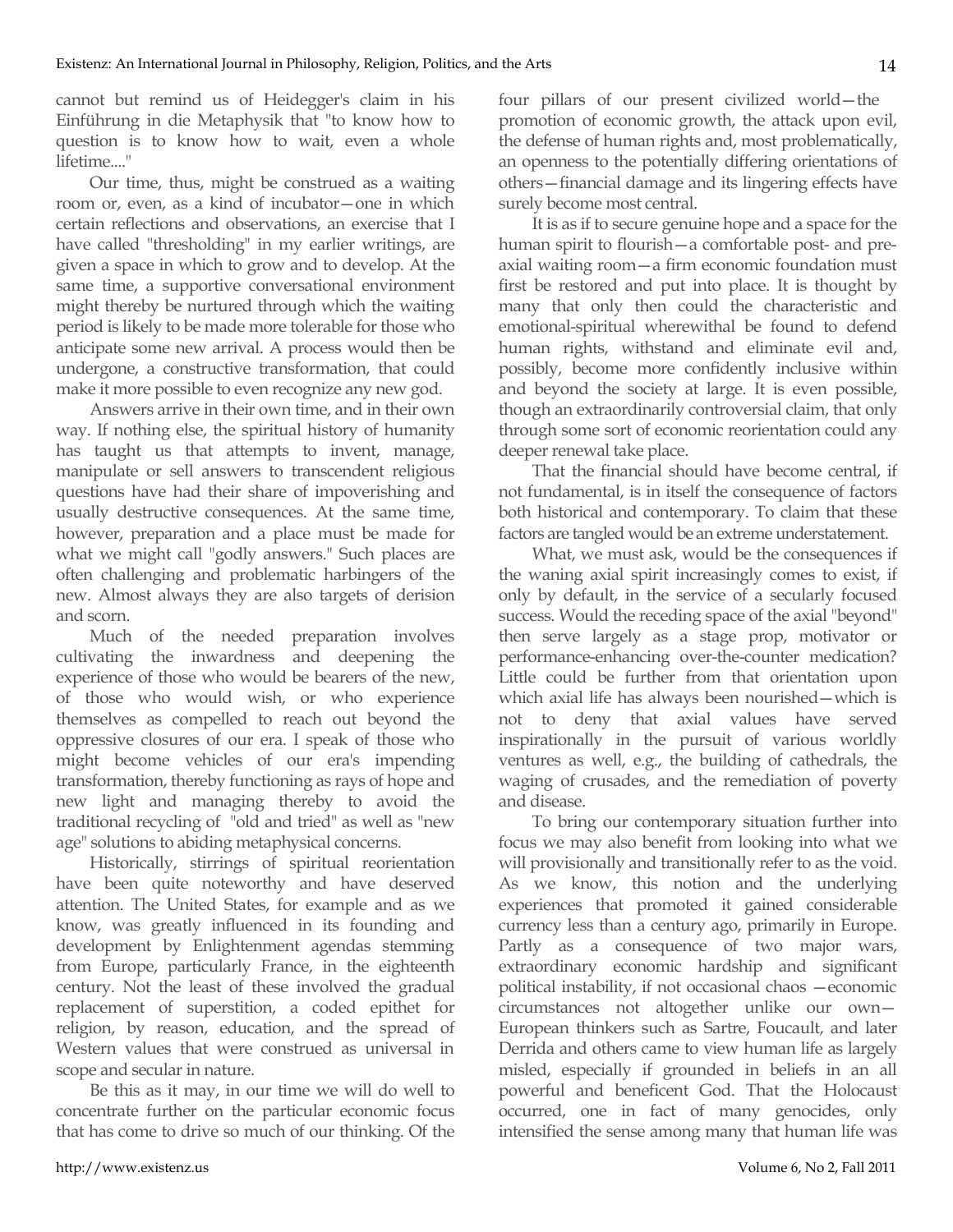cannot but remind us of Heidegger's claim in his Einführung in die Metaphysik that "to know how to question is to know how to wait, even a whole lifetime...."

Our time, thus, might be construed as a waiting room or, even, as a kind of incubator—one in which certain reflections and observations, an exercise that I have called "thresholding" in my earlier writings, are given a space in which to grow and to develop. At the same time, a supportive conversational environment might thereby be nurtured through which the waiting period is likely to be made more tolerable for those who anticipate some new arrival. A process would then be undergone, a constructive transformation, that could make it more possible to even recognize any new god.

Answers arrive in their own time, and in their own way. If nothing else, the spiritual history of humanity has taught us that attempts to invent, manage, manipulate or sell answers to transcendent religious questions have had their share of impoverishing and usually destructive consequences. At the same time, however, preparation and a place must be made for what we might call "godly answers." Such places are often challenging and problematic harbingers of the new. Almost always they are also targets of derision and scorn.

Much of the needed preparation involves cultivating the inwardness and deepening the experience of those who would be bearers of the new, of those who would wish, or who experience themselves as compelled to reach out beyond the oppressive closures of our era. I speak of those who might become vehicles of our era's impending transformation, thereby functioning as rays of hope and new light and managing thereby to avoid the traditional recycling of "old and tried" as well as "new age" solutions to abiding metaphysical concerns.

Historically, stirrings of spiritual reorientation have been quite noteworthy and have deserved attention. The United States, for example and as we know, was greatly influenced in its founding and development by Enlightenment agendas stemming from Europe, particularly France, in the eighteenth century. Not the least of these involved the gradual replacement of superstition, a coded epithet for religion, by reason, education, and the spread of Western values that were construed as universal in scope and secular in nature.

Be this as it may, in our time we will do well to concentrate further on the particular economic focus that has come to drive so much of our thinking. Of the four pillars of our present civilized world—the promotion of economic growth, the attack upon evil, the defense of human rights and, most problematically, an openness to the potentially differing orientations of others—financial damage and its lingering effects have surely become most central.

It is as if to secure genuine hope and a space for the human spirit to flourish—a comfortable post- and pre-axial waiting room—a firm economic foundation must first be restored and put into place. It is thought by many that only then could the characteristic and emotional-spiritual wherewithal be found to defend human rights, withstand and eliminate evil and, possibly, become more confidently inclusive within and beyond the society at large. It is even possible, though an extraordinarily controversial claim, that only through some sort of economic reorientation could any deeper renewal take place.

That the financial should have become central, if not fundamental, is in itself the consequence of factors both historical and contemporary. To claim that these factors are tangled would be an extreme understatement.

What, we must ask, would be the consequences if the waning axial spirit increasingly comes to exist, if only by default, in the service of a secularly focused success. Would the receding space of the axial "beyond" then serve largely as a stage prop, motivator or performance-enhancing over-the-counter medication? Little could be further from that orientation upon which axial life has always been nourished—which is not to deny that axial values have served inspirationally in the pursuit of various worldly ventures as well, e.g., the building of cathedrals, the waging of crusades, and the remediation of poverty and disease.

To bring our contemporary situation further into focus we may also benefit from looking into what we will provisionally and transitionally refer to as the void. As we know, this notion and the underlying experiences that promoted it gained considerable currency less than a century ago, primarily in Europe. Partly as a consequence of two major wars, extraordinary economic hardship and significant political instability, if not occasional chaos —economic circumstances not altogether unlike our own— European thinkers such as Sartre, Foucault, and later Derrida and others came to view human life as largely misled, especially if grounded in beliefs in an all powerful and beneficent God. That the Holocaust occurred, one in fact of many genocides, only intensified the sense among many that human life was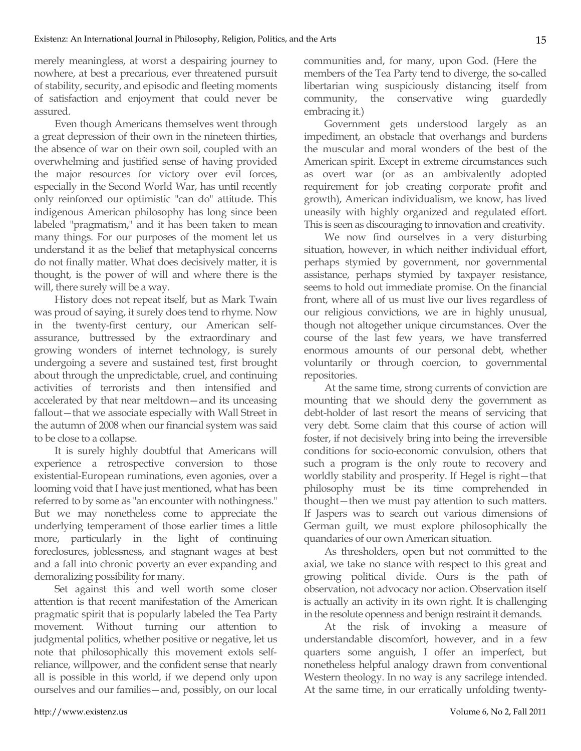merely meaningless, at worst a despairing journey to nowhere, at best a precarious, ever threatened pursuit of stability, security, and episodic and fleeting moments of satisfaction and enjoyment that could never be assured.

Even though Americans themselves went through a great depression of their own in the nineteen thirties, the absence of war on their own soil, coupled with an overwhelming and justified sense of having provided the major resources for victory over evil forces, especially in the Second World War, has until recently only reinforced our optimistic "can do" attitude. This indigenous American philosophy has long since been labeled "pragmatism," and it has been taken to mean many things. For our purposes of the moment let us understand it as the belief that metaphysical concerns do not finally matter. What does decisively matter, it is thought, is the power of will and where there is the will, there surely will be a way.

History does not repeat itself, but as Mark Twain was proud of saying, it surely does tend to rhyme. Now in the twenty-first century, our American self-assurance, buttressed by the extraordinary and growing wonders of internet technology, is surely undergoing a severe and sustained test, first brought about through the unpredictable, cruel, and continuing activities of terrorists and then intensified and accelerated by that near meltdown—and its unceasing fallout—that we associate especially with Wall Street in the autumn of 2008 when our financial system was said to be close to a collapse.

It is surely highly doubtful that Americans will experience a retrospective conversion to those existential-European ruminations, even agonies, over a looming void that I have just mentioned, what has been referred to by some as "an encounter with nothingness." But we may nonetheless come to appreciate the underlying temperament of those earlier times a little more, particularly in the light of continuing foreclosures, joblessness, and stagnant wages at best and a fall into chronic poverty an ever expanding and demoralizing possibility for many.

Set against this and well worth some closer attention is that recent manifestation of the American pragmatic spirit that is popularly labeled the Tea Party movement. Without turning our attention to judgmental politics, whether positive or negative, let us note that philosophically this movement extols self-reliance, willpower, and the confident sense that nearly all is possible in this world, if we depend only upon ourselves and our families—and, possibly, on our local communities and, for many, upon God. (Here the members of the Tea Party tend to diverge, the so-called libertarian wing suspiciously distancing itself from community, the conservative wing guardedly embracing it.)

Government gets understood largely as an impediment, an obstacle that overhangs and burdens the muscular and moral wonders of the best of the American spirit. Except in extreme circumstances such as overt war (or as an ambivalently adopted requirement for job creating corporate profit and growth), American individualism, we know, has lived uneasily with highly organized and regulated effort. This is seen as discouraging to innovation and creativity.

We now find ourselves in a very disturbing situation, however, in which neither individual effort, perhaps stymied by government, nor governmental assistance, perhaps stymied by taxpayer resistance, seems to hold out immediate promise. On the financial front, where all of us must live our lives regardless of our religious convictions, we are in highly unusual, though not altogether unique circumstances. Over the course of the last few years, we have transferred enormous amounts of our personal debt, whether voluntarily or through coercion, to governmental repositories.

At the same time, strong currents of conviction are mounting that we should deny the government as debt-holder of last resort the means of servicing that very debt. Some claim that this course of action will foster, if not decisively bring into being the irreversible conditions for socio-economic convulsion, others that such a program is the only route to recovery and worldly stability and prosperity. If Hegel is right—that philosophy must be its time comprehended in thought—then we must pay attention to such matters. If Jaspers was to search out various dimensions of German guilt, we must explore philosophically the quandaries of our own American situation.

As thresholders, open but not committed to the axial, we take no stance with respect to this great and growing political divide. Ours is the path of observation, not advocacy nor action. Observation itself is actually an activity in its own right. It is challenging in the resolute openness and benign restraint it demands.

At the risk of invoking a measure of understandable discomfort, however, and in a few quarters some anguish, I offer an imperfect, but nonetheless helpful analogy drawn from conventional Western theology. In no way is any sacrilege intended. At the same time, in our erratically unfolding twenty-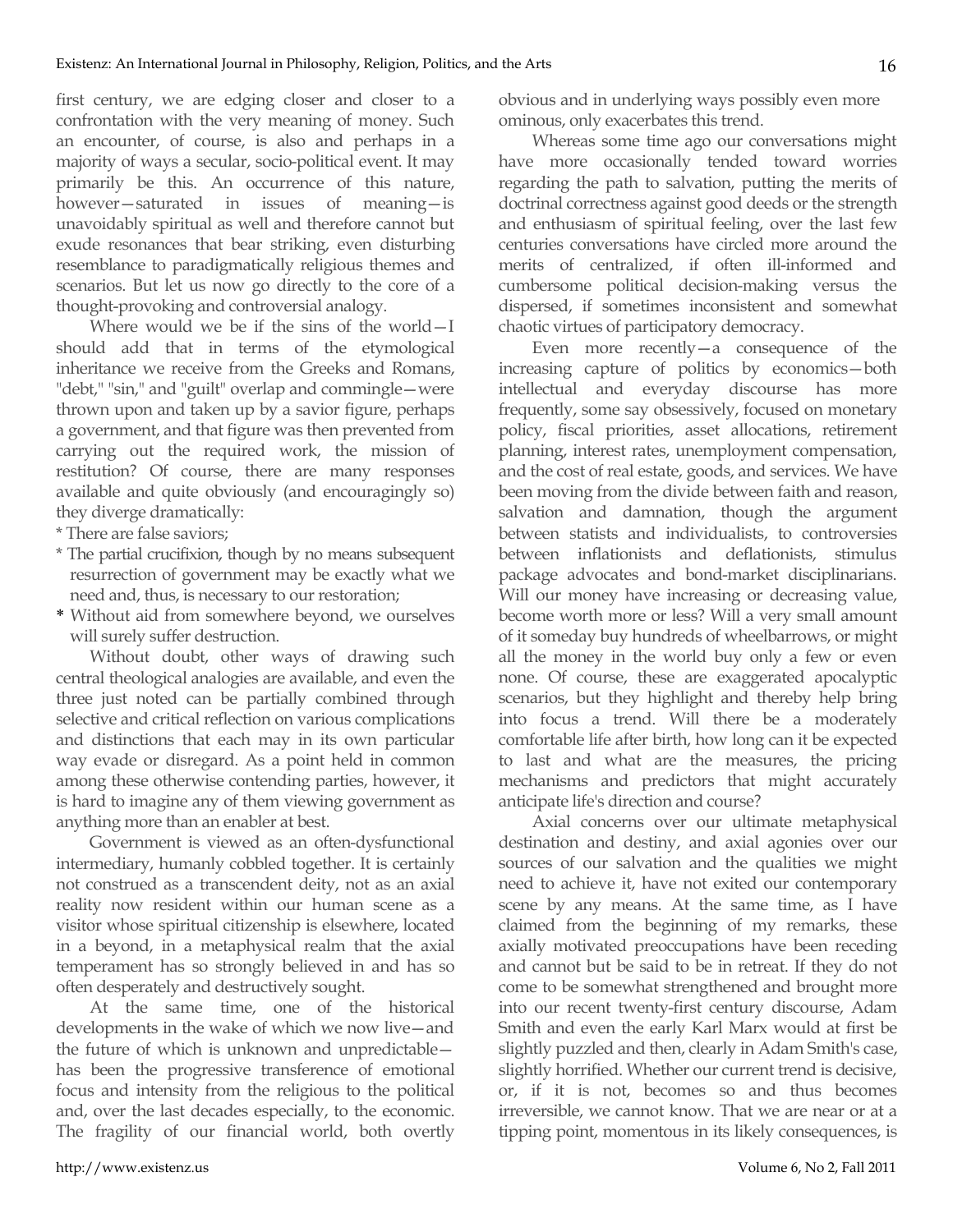first century, we are edging closer and closer to a confrontation with the very meaning of money. Such an encounter, of course, is also and perhaps in a majority of ways a secular, socio-political event. It may primarily be this. An occurrence of this nature, however—saturated in issues of meaning—is unavoidably spiritual as well and therefore cannot but exude resonances that bear striking, even disturbing resemblance to paradigmatically religious themes and scenarios. But let us now go directly to the core of a thought-provoking and controversial analogy.

Where would we be if the sins of the world—I should add that in terms of the etymological inheritance we receive from the Greeks and Romans, "debt," "sin," and "guilt" overlap and commingle—were thrown upon and taken up by a savior figure, perhaps a government, and that figure was then prevented from carrying out the required work, the mission of restitution? Of course, there are many responses available and quite obviously (and encouragingly so) they diverge dramatically:

* There are false saviors;
* The partial crucifixion, though by no means subsequent resurrection of government may be exactly what we need and, thus, is necessary to our restoration;
* Without aid from somewhere beyond, we ourselves will surely suffer destruction.

Without doubt, other ways of drawing such central theological analogies are available, and even the three just noted can be partially combined through selective and critical reflection on various complications and distinctions that each may in its own particular way evade or disregard. As a point held in common among these otherwise contending parties, however, it is hard to imagine any of them viewing government as anything more than an enabler at best.

Government is viewed as an often-dysfunctional intermediary, humanly cobbled together. It is certainly not construed as a transcendent deity, not as an axial reality now resident within our human scene as a visitor whose spiritual citizenship is elsewhere, located in a beyond, in a metaphysical realm that the axial temperament has so strongly believed in and has so often desperately and destructively sought.

At the same time, one of the historical developments in the wake of which we now live—and the future of which is unknown and unpredictable—has been the progressive transference of emotional focus and intensity from the religious to the political and, over the last decades especially, to the economic. The fragility of our financial world, both overtly obvious and in underlying ways possibly even more ominous, only exacerbates this trend.

Whereas some time ago our conversations might have more occasionally tended toward worries regarding the path to salvation, putting the merits of doctrinal correctness against good deeds or the strength and enthusiasm of spiritual feeling, over the last few centuries conversations have circled more around the merits of centralized, if often ill-informed and cumbersome political decision-making versus the dispersed, if sometimes inconsistent and somewhat chaotic virtues of participatory democracy.

Even more recently—a consequence of the increasing capture of politics by economics—both intellectual and everyday discourse has more frequently, some say obsessively, focused on monetary policy, fiscal priorities, asset allocations, retirement planning, interest rates, unemployment compensation, and the cost of real estate, goods, and services. We have been moving from the divide between faith and reason, salvation and damnation, though the argument between statists and individualists, to controversies between inflationists and deflationists, stimulus package advocates and bond-market disciplinarians. Will our money have increasing or decreasing value, become worth more or less? Will a very small amount of it someday buy hundreds of wheelbarrows, or might all the money in the world buy only a few or even none. Of course, these are exaggerated apocalyptic scenarios, but they highlight and thereby help bring into focus a trend. Will there be a moderately comfortable life after birth, how long can it be expected to last and what are the measures, the pricing mechanisms and predictors that might accurately anticipate life's direction and course?

Axial concerns over our ultimate metaphysical destination and destiny, and axial agonies over our sources of our salvation and the qualities we might need to achieve it, have not exited our contemporary scene by any means. At the same time, as I have claimed from the beginning of my remarks, these axially motivated preoccupations have been receding and cannot but be said to be in retreat. If they do not come to be somewhat strengthened and brought more into our recent twenty-first century discourse, Adam Smith and even the early Karl Marx would at first be slightly puzzled and then, clearly in Adam Smith's case, slightly horrified. Whether our current trend is decisive, or, if it is not, becomes so and thus becomes irreversible, we cannot know. That we are near or at a tipping point, momentous in its likely consequences, is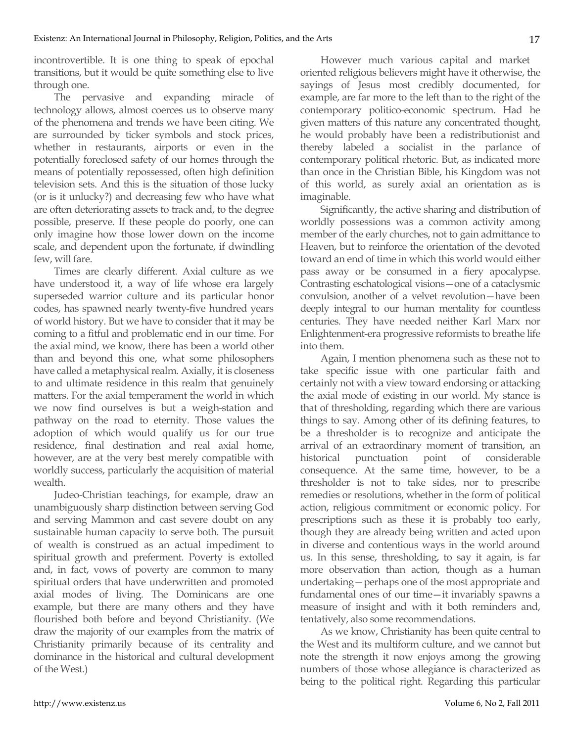incontrovertible. It is one thing to speak of epochal transitions, but it would be quite something else to live through one.

The pervasive and expanding miracle of technology allows, almost coerces us to observe many of the phenomena and trends we have been citing. We are surrounded by ticker symbols and stock prices, whether in restaurants, airports or even in the potentially foreclosed safety of our homes through the means of potentially repossessed, often high definition television sets. And this is the situation of those lucky (or is it unlucky?) and decreasing few who have what are often deteriorating assets to track and, to the degree possible, preserve. If these people do poorly, one can only imagine how those lower down on the income scale, and dependent upon the fortunate, if dwindling few, will fare.

Times are clearly different. Axial culture as we have understood it, a way of life whose era largely superseded warrior culture and its particular honor codes, has spawned nearly twenty-five hundred years of world history. But we have to consider that it may be coming to a fitful and problematic end in our time. For the axial mind, we know, there has been a world other than and beyond this one, what some philosophers have called a metaphysical realm. Axially, it is closeness to and ultimate residence in this realm that genuinely matters. For the axial temperament the world in which we now find ourselves is but a weigh-station and pathway on the road to eternity. Those values the adoption of which would qualify us for our true residence, final destination and real axial home, however, are at the very best merely compatible with worldly success, particularly the acquisition of material wealth.

Judeo-Christian teachings, for example, draw an unambiguously sharp distinction between serving God and serving Mammon and cast severe doubt on any sustainable human capacity to serve both. The pursuit of wealth is construed as an actual impediment to spiritual growth and preferment. Poverty is extolled and, in fact, vows of poverty are common to many spiritual orders that have underwritten and promoted axial modes of living. The Dominicans are one example, but there are many others and they have flourished both before and beyond Christianity. (We draw the majority of our examples from the matrix of Christianity primarily because of its centrality and dominance in the historical and cultural development of the West.)

However much various capital and market oriented religious believers might have it otherwise, the sayings of Jesus most credibly documented, for example, are far more to the left than to the right of the contemporary politico-economic spectrum. Had he given matters of this nature any concentrated thought, he would probably have been a redistributionist and thereby labeled a socialist in the parlance of contemporary political rhetoric. But, as indicated more than once in the Christian Bible, his Kingdom was not of this world, as surely axial an orientation as is imaginable.

Significantly, the active sharing and distribution of worldly possessions was a common activity among member of the early churches, not to gain admittance to Heaven, but to reinforce the orientation of the devoted toward an end of time in which this world would either pass away or be consumed in a fiery apocalypse. Contrasting eschatological visions—one of a cataclysmic convulsion, another of a velvet revolution—have been deeply integral to our human mentality for countless centuries. They have needed neither Karl Marx nor Enlightenment-era progressive reformists to breathe life into them.

Again, I mention phenomena such as these not to take specific issue with one particular faith and certainly not with a view toward endorsing or attacking the axial mode of existing in our world. My stance is that of thresholding, regarding which there are various things to say. Among other of its defining features, to be a thresholder is to recognize and anticipate the arrival of an extraordinary moment of transition, an historical punctuation point of considerable consequence. At the same time, however, to be a thresholder is not to take sides, nor to prescribe remedies or resolutions, whether in the form of political action, religious commitment or economic policy. For prescriptions such as these it is probably too early, though they are already being written and acted upon in diverse and contentious ways in the world around us. In this sense, thresholding, to say it again, is far more observation than action, though as a human undertaking—perhaps one of the most appropriate and fundamental ones of our time—it invariably spawns a measure of insight and with it both reminders and, tentatively, also some recommendations.

As we know, Christianity has been quite central to the West and its multiform culture, and we cannot but note the strength it now enjoys among the growing numbers of those whose allegiance is characterized as being to the political right. Regarding this particular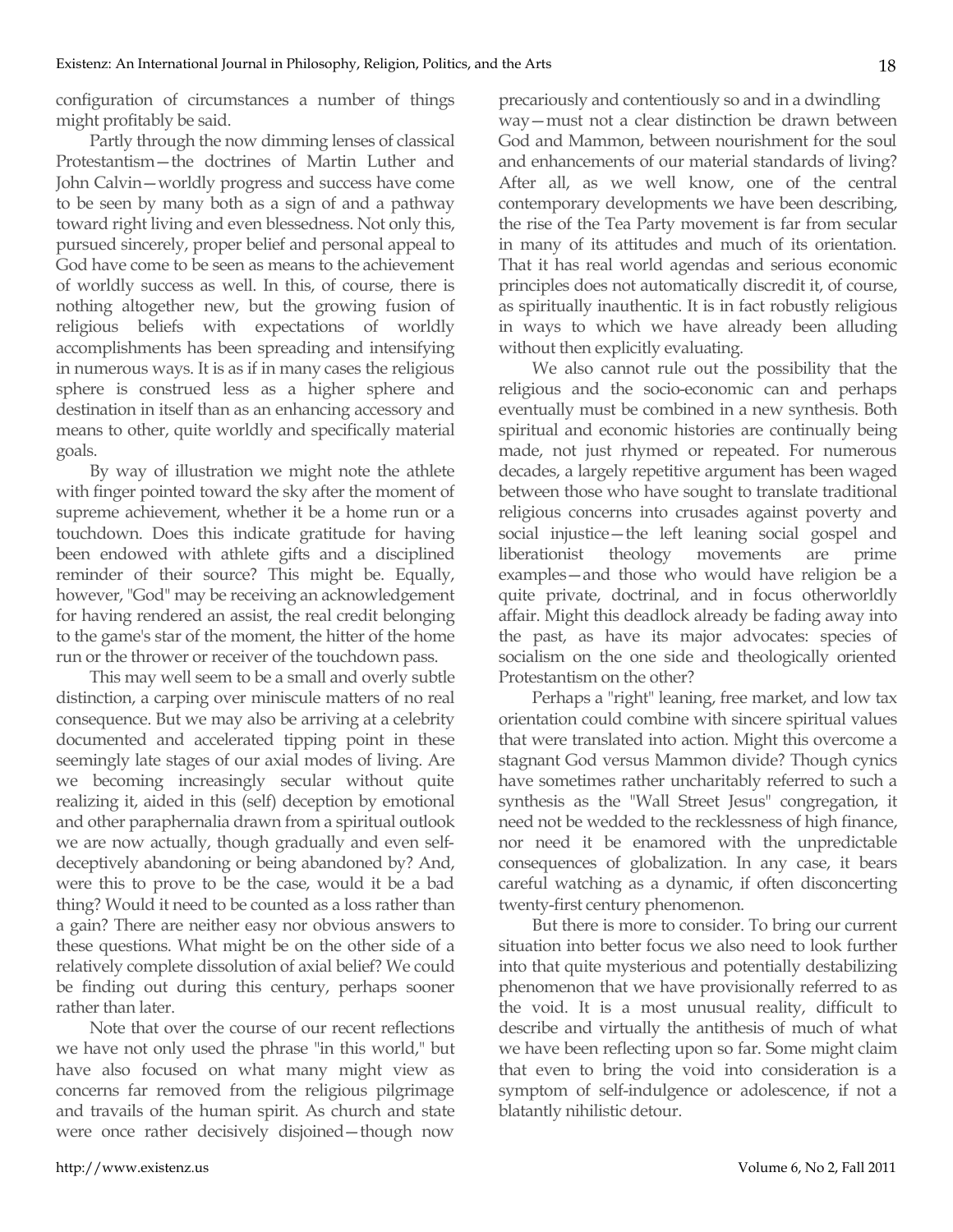configuration of circumstances a number of things might profitably be said.

Partly through the now dimming lenses of classical Protestantism—the doctrines of Martin Luther and John Calvin—worldly progress and success have come to be seen by many both as a sign of and a pathway toward right living and even blessedness. Not only this, pursued sincerely, proper belief and personal appeal to God have come to be seen as means to the achievement of worldly success as well. In this, of course, there is nothing altogether new, but the growing fusion of religious beliefs with expectations of worldly accomplishments has been spreading and intensifying in numerous ways. It is as if in many cases the religious sphere is construed less as a higher sphere and destination in itself than as an enhancing accessory and means to other, quite worldly and specifically material goals.

By way of illustration we might note the athlete with finger pointed toward the sky after the moment of supreme achievement, whether it be a home run or a touchdown. Does this indicate gratitude for having been endowed with athlete gifts and a disciplined reminder of their source? This might be. Equally, however, "God" may be receiving an acknowledgement for having rendered an assist, the real credit belonging to the game's star of the moment, the hitter of the home run or the thrower or receiver of the touchdown pass.

This may well seem to be a small and overly subtle distinction, a carping over miniscule matters of no real consequence. But we may also be arriving at a celebrity documented and accelerated tipping point in these seemingly late stages of our axial modes of living. Are we becoming increasingly secular without quite realizing it, aided in this (self) deception by emotional and other paraphernalia drawn from a spiritual outlook we are now actually, though gradually and even self-deceptively abandoning or being abandoned by? And, were this to prove to be the case, would it be a bad thing? Would it need to be counted as a loss rather than a gain? There are neither easy nor obvious answers to these questions. What might be on the other side of a relatively complete dissolution of axial belief? We could be finding out during this century, perhaps sooner rather than later.

Note that over the course of our recent reflections we have not only used the phrase "in this world," but have also focused on what many might view as concerns far removed from the religious pilgrimage and travails of the human spirit. As church and state were once rather decisively disjoined—though now precariously and contentiously so and in a dwindling way—must not a clear distinction be drawn between God and Mammon, between nourishment for the soul and enhancements of our material standards of living? After all, as we well know, one of the central contemporary developments we have been describing, the rise of the Tea Party movement is far from secular in many of its attitudes and much of its orientation. That it has real world agendas and serious economic principles does not automatically discredit it, of course, as spiritually inauthentic. It is in fact robustly religious in ways to which we have already been alluding without then explicitly evaluating.

We also cannot rule out the possibility that the religious and the socio-economic can and perhaps eventually must be combined in a new synthesis. Both spiritual and economic histories are continually being made, not just rhymed or repeated. For numerous decades, a largely repetitive argument has been waged between those who have sought to translate traditional religious concerns into crusades against poverty and social injustice—the left leaning social gospel and liberationist theology movements are prime examples—and those who would have religion be a quite private, doctrinal, and in focus otherworldly affair. Might this deadlock already be fading away into the past, as have its major advocates: species of socialism on the one side and theologically oriented Protestantism on the other?

Perhaps a "right" leaning, free market, and low tax orientation could combine with sincere spiritual values that were translated into action. Might this overcome a stagnant God versus Mammon divide? Though cynics have sometimes rather uncharitably referred to such a synthesis as the "Wall Street Jesus" congregation, it need not be wedded to the recklessness of high finance, nor need it be enamored with the unpredictable consequences of globalization. In any case, it bears careful watching as a dynamic, if often disconcerting twenty-first century phenomenon.

But there is more to consider. To bring our current situation into better focus we also need to look further into that quite mysterious and potentially destabilizing phenomenon that we have provisionally referred to as the void. It is a most unusual reality, difficult to describe and virtually the antithesis of much of what we have been reflecting upon so far. Some might claim that even to bring the void into consideration is a symptom of self-indulgence or adolescence, if not a blatantly nihilistic detour.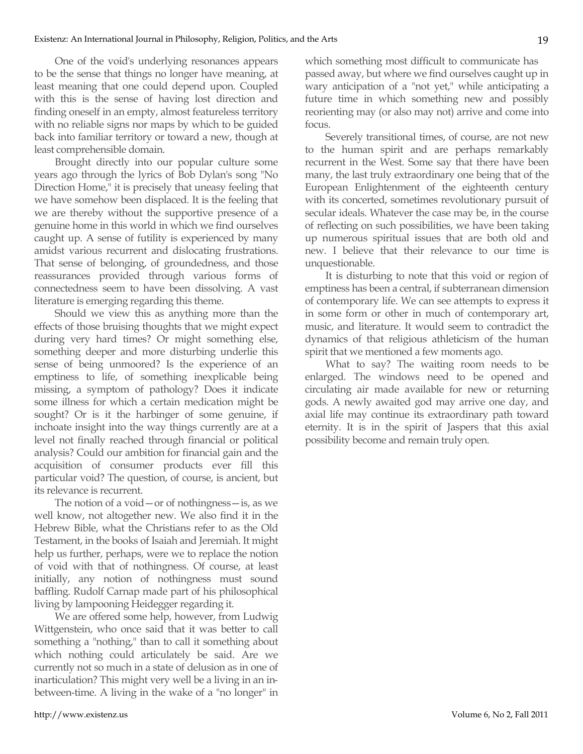One of the void's underlying resonances appears to be the sense that things no longer have meaning, at least meaning that one could depend upon. Coupled with this is the sense of having lost direction and finding oneself in an empty, almost featureless territory with no reliable signs nor maps by which to be guided back into familiar territory or toward a new, though at least comprehensible domain.

Brought directly into our popular culture some years ago through the lyrics of Bob Dylan's song "No Direction Home," it is precisely that uneasy feeling that we have somehow been displaced. It is the feeling that we are thereby without the supportive presence of a genuine home in this world in which we find ourselves caught up. A sense of futility is experienced by many amidst various recurrent and dislocating frustrations. That sense of belonging, of groundedness, and those reassurances provided through various forms of connectedness seem to have been dissolving. A vast literature is emerging regarding this theme.

Should we view this as anything more than the effects of those bruising thoughts that we might expect during very hard times? Or might something else, something deeper and more disturbing underlie this sense of being unmoored? Is the experience of an emptiness to life, of something inexplicable being missing, a symptom of pathology? Does it indicate some illness for which a certain medication might be sought? Or is it the harbinger of some genuine, if inchoate insight into the way things currently are at a level not finally reached through financial or political analysis? Could our ambition for financial gain and the acquisition of consumer products ever fill this particular void? The question, of course, is ancient, but its relevance is recurrent.

The notion of a void—or of nothingness—is, as we well know, not altogether new. We also find it in the Hebrew Bible, what the Christians refer to as the Old Testament, in the books of Isaiah and Jeremiah. It might help us further, perhaps, were we to replace the notion of void with that of nothingness. Of course, at least initially, any notion of nothingness must sound baffling. Rudolf Carnap made part of his philosophical living by lampooning Heidegger regarding it.

We are offered some help, however, from Ludwig Wittgenstein, who once said that it was better to call something a "nothing," than to call it something about which nothing could articulately be said. Are we currently not so much in a state of delusion as in one of inarticulation? This might very well be a living in an in-between-time. A living in the wake of a "no longer" in which something most difficult to communicate has passed away, but where we find ourselves caught up in wary anticipation of a "not yet," while anticipating a future time in which something new and possibly reorienting may (or also may not) arrive and come into focus.

Severely transitional times, of course, are not new to the human spirit and are perhaps remarkably recurrent in the West. Some say that there have been many, the last truly extraordinary one being that of the European Enlightenment of the eighteenth century with its concerted, sometimes revolutionary pursuit of secular ideals. Whatever the case may be, in the course of reflecting on such possibilities, we have been taking up numerous spiritual issues that are both old and new. I believe that their relevance to our time is unquestionable.

It is disturbing to note that this void or region of emptiness has been a central, if subterranean dimension of contemporary life. We can see attempts to express it in some form or other in much of contemporary art, music, and literature. It would seem to contradict the dynamics of that religious athleticism of the human spirit that we mentioned a few moments ago.

What to say? The waiting room needs to be enlarged. The windows need to be opened and circulating air made available for new or returning gods. A newly awaited god may arrive one day, and axial life may continue its extraordinary path toward eternity. It is in the spirit of Jaspers that this axial possibility become and remain truly open.